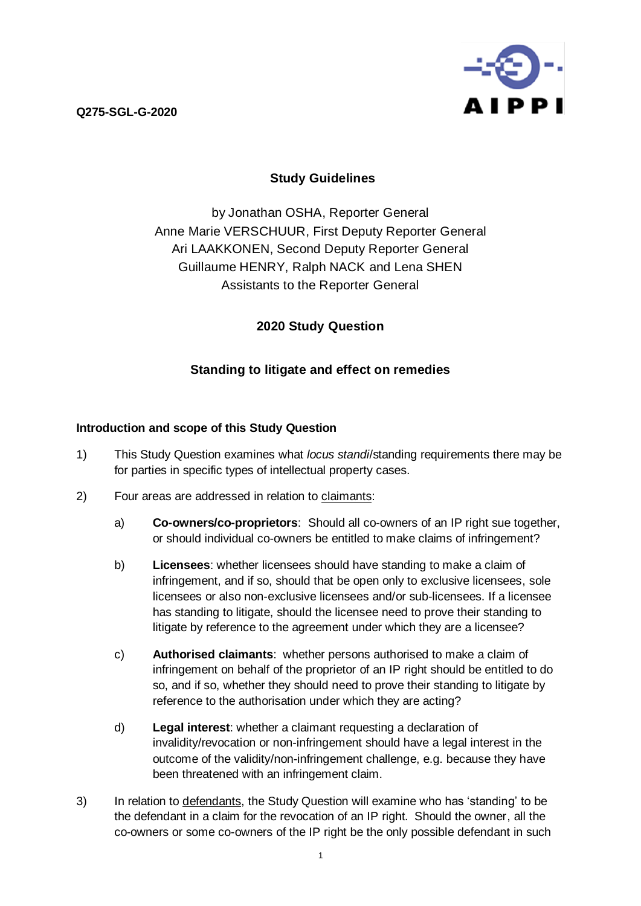Q275-SGL-G-2020

AIPPI

## Study Guidelines

by Jonathan OSHA, Reporter General
Anne Marie VERSCHUUR, First Deputy Reporter General
Ari LAAKKONEN, Second Deputy Reporter General
Guillaume HENRY, Ralph NACK and Lena SHEN
Assistants to the Reporter General

## 2020 Study Question

## Standing to litigate and effect on remedies

### Introduction and scope of this Study Question

1) This Study Question examines what *locus standi*/standing requirements there may be for parties in specific types of intellectual property cases.

2) Four areas are addressed in relation to claimants:

   a) **Co-owners/co-proprietors**: Should all co-owners of an IP right sue together, or should individual co-owners be entitled to make claims of infringement?

   b) **Licensees**: whether licensees should have standing to make a claim of infringement, and if so, should that be open only to exclusive licensees, sole licensees or also non-exclusive licensees and/or sub-licensees. If a licensee has standing to litigate, should the licensee need to prove their standing to litigate by reference to the agreement under which they are a licensee?

   c) **Authorised claimants**: whether persons authorised to make a claim of infringement on behalf of the proprietor of an IP right should be entitled to do so, and if so, whether they should need to prove their standing to litigate by reference to the authorisation under which they are acting?

   d) **Legal interest**: whether a claimant requesting a declaration of invalidity/revocation or non-infringement should have a legal interest in the outcome of the validity/non-infringement challenge, e.g. because they have been threatened with an infringement claim.

3) In relation to defendants, the Study Question will examine who has 'standing' to be the defendant in a claim for the revocation of an IP right. Should the owner, all the co-owners or some co-owners of the IP right be the only possible defendant in such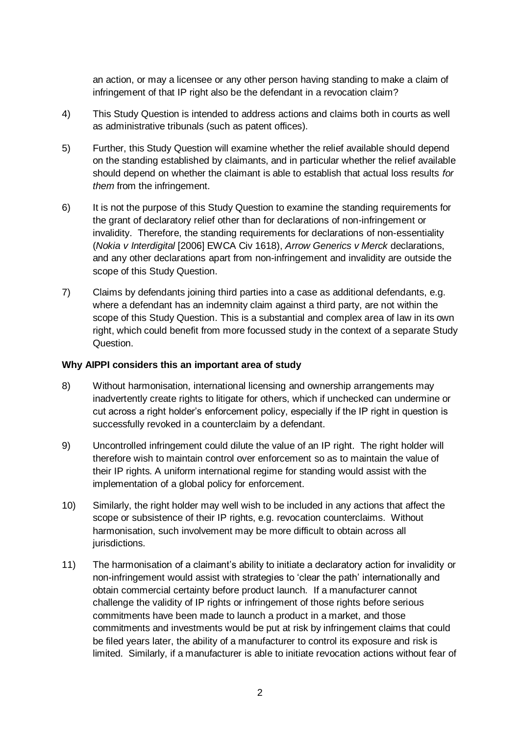an action, or may a licensee or any other person having standing to make a claim of infringement of that IP right also be the defendant in a revocation claim?

4) This Study Question is intended to address actions and claims both in courts as well as administrative tribunals (such as patent offices).

5) Further, this Study Question will examine whether the relief available should depend on the standing established by claimants, and in particular whether the relief available should depend on whether the claimant is able to establish that actual loss results *for them* from the infringement.

6) It is not the purpose of this Study Question to examine the standing requirements for the grant of declaratory relief other than for declarations of non-infringement or invalidity. Therefore, the standing requirements for declarations of non-essentiality (*Nokia v Interdigital* [2006] EWCA Civ 1618), *Arrow Generics v Merck* declarations, and any other declarations apart from non-infringement and invalidity are outside the scope of this Study Question.

7) Claims by defendants joining third parties into a case as additional defendants, e.g. where a defendant has an indemnity claim against a third party, are not within the scope of this Study Question. This is a substantial and complex area of law in its own right, which could benefit from more focussed study in the context of a separate Study Question.

**Why AIPPI considers this an important area of study**

8) Without harmonisation, international licensing and ownership arrangements may inadvertently create rights to litigate for others, which if unchecked can undermine or cut across a right holder's enforcement policy, especially if the IP right in question is successfully revoked in a counterclaim by a defendant.

9) Uncontrolled infringement could dilute the value of an IP right. The right holder will therefore wish to maintain control over enforcement so as to maintain the value of their IP rights. A uniform international regime for standing would assist with the implementation of a global policy for enforcement.

10) Similarly, the right holder may well wish to be included in any actions that affect the scope or subsistence of their IP rights, e.g. revocation counterclaims. Without harmonisation, such involvement may be more difficult to obtain across all jurisdictions.

11) The harmonisation of a claimant's ability to initiate a declaratory action for invalidity or non-infringement would assist with strategies to 'clear the path' internationally and obtain commercial certainty before product launch. If a manufacturer cannot challenge the validity of IP rights or infringement of those rights before serious commitments have been made to launch a product in a market, and those commitments and investments would be put at risk by infringement claims that could be filed years later, the ability of a manufacturer to control its exposure and risk is limited. Similarly, if a manufacturer is able to initiate revocation actions without fear of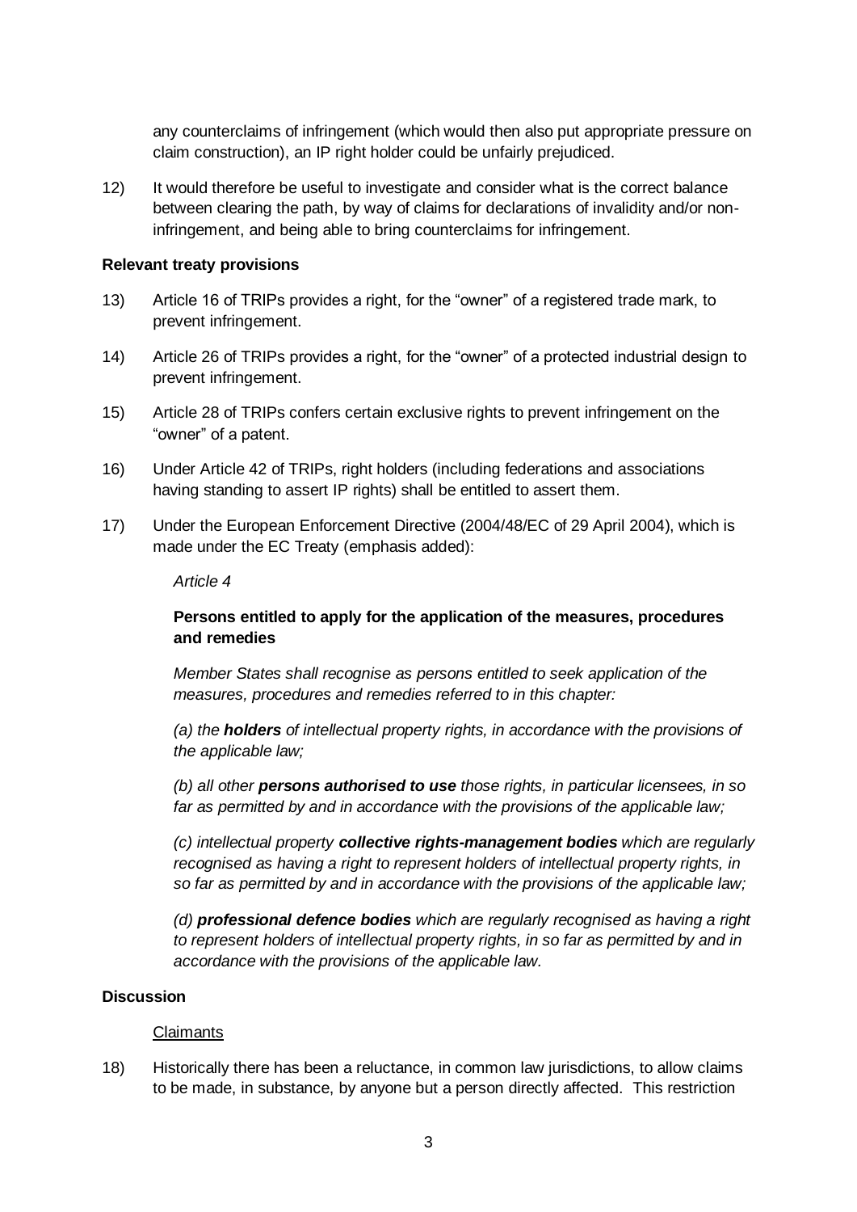any counterclaims of infringement (which would then also put appropriate pressure on claim construction), an IP right holder could be unfairly prejudiced.

12) It would therefore be useful to investigate and consider what is the correct balance between clearing the path, by way of claims for declarations of invalidity and/or non-infringement, and being able to bring counterclaims for infringement.

**Relevant treaty provisions**

13) Article 16 of TRIPs provides a right, for the "owner" of a registered trade mark, to prevent infringement.

14) Article 26 of TRIPs provides a right, for the "owner" of a protected industrial design to prevent infringement.

15) Article 28 of TRIPs confers certain exclusive rights to prevent infringement on the "owner" of a patent.

16) Under Article 42 of TRIPs, right holders (including federations and associations having standing to assert IP rights) shall be entitled to assert them.

17) Under the European Enforcement Directive (2004/48/EC of 29 April 2004), which is made under the EC Treaty (emphasis added):

> *Article 4*
>
> **Persons entitled to apply for the application of the measures, procedures and remedies**
>
> *Member States shall recognise as persons entitled to seek application of the measures, procedures and remedies referred to in this chapter:*
>
> *(a) the **holders** of intellectual property rights, in accordance with the provisions of the applicable law;*
>
> *(b) all other **persons authorised to use** those rights, in particular licensees, in so far as permitted by and in accordance with the provisions of the applicable law;*
>
> *(c) intellectual property **collective rights-management bodies** which are regularly recognised as having a right to represent holders of intellectual property rights, in so far as permitted by and in accordance with the provisions of the applicable law;*
>
> *(d) **professional defence bodies** which are regularly recognised as having a right to represent holders of intellectual property rights, in so far as permitted by and in accordance with the provisions of the applicable law.*

**Discussion**

Claimants

18) Historically there has been a reluctance, in common law jurisdictions, to allow claims to be made, in substance, by anyone but a person directly affected. This restriction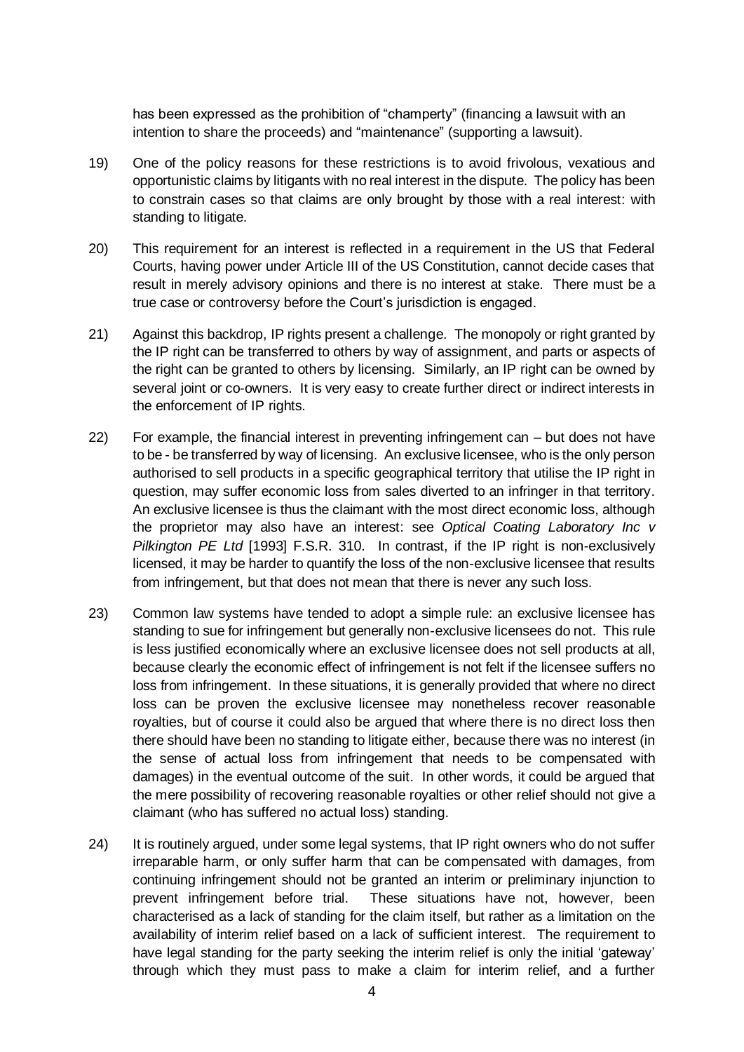has been expressed as the prohibition of "champerty" (financing a lawsuit with an intention to share the proceeds) and "maintenance" (supporting a lawsuit).

19) One of the policy reasons for these restrictions is to avoid frivolous, vexatious and opportunistic claims by litigants with no real interest in the dispute. The policy has been to constrain cases so that claims are only brought by those with a real interest: with standing to litigate.

20) This requirement for an interest is reflected in a requirement in the US that Federal Courts, having power under Article III of the US Constitution, cannot decide cases that result in merely advisory opinions and there is no interest at stake. There must be a true case or controversy before the Court's jurisdiction is engaged.

21) Against this backdrop, IP rights present a challenge. The monopoly or right granted by the IP right can be transferred to others by way of assignment, and parts or aspects of the right can be granted to others by licensing. Similarly, an IP right can be owned by several joint or co-owners. It is very easy to create further direct or indirect interests in the enforcement of IP rights.

22) For example, the financial interest in preventing infringement can – but does not have to be - be transferred by way of licensing. An exclusive licensee, who is the only person authorised to sell products in a specific geographical territory that utilise the IP right in question, may suffer economic loss from sales diverted to an infringer in that territory. An exclusive licensee is thus the claimant with the most direct economic loss, although the proprietor may also have an interest: see *Optical Coating Laboratory Inc v Pilkington PE Ltd* [1993] F.S.R. 310. In contrast, if the IP right is non-exclusively licensed, it may be harder to quantify the loss of the non-exclusive licensee that results from infringement, but that does not mean that there is never any such loss.

23) Common law systems have tended to adopt a simple rule: an exclusive licensee has standing to sue for infringement but generally non-exclusive licensees do not. This rule is less justified economically where an exclusive licensee does not sell products at all, because clearly the economic effect of infringement is not felt if the licensee suffers no loss from infringement. In these situations, it is generally provided that where no direct loss can be proven the exclusive licensee may nonetheless recover reasonable royalties, but of course it could also be argued that where there is no direct loss then there should have been no standing to litigate either, because there was no interest (in the sense of actual loss from infringement that needs to be compensated with damages) in the eventual outcome of the suit. In other words, it could be argued that the mere possibility of recovering reasonable royalties or other relief should not give a claimant (who has suffered no actual loss) standing.

24) It is routinely argued, under some legal systems, that IP right owners who do not suffer irreparable harm, or only suffer harm that can be compensated with damages, from continuing infringement should not be granted an interim or preliminary injunction to prevent infringement before trial. These situations have not, however, been characterised as a lack of standing for the claim itself, but rather as a limitation on the availability of interim relief based on a lack of sufficient interest. The requirement to have legal standing for the party seeking the interim relief is only the initial 'gateway' through which they must pass to make a claim for interim relief, and a further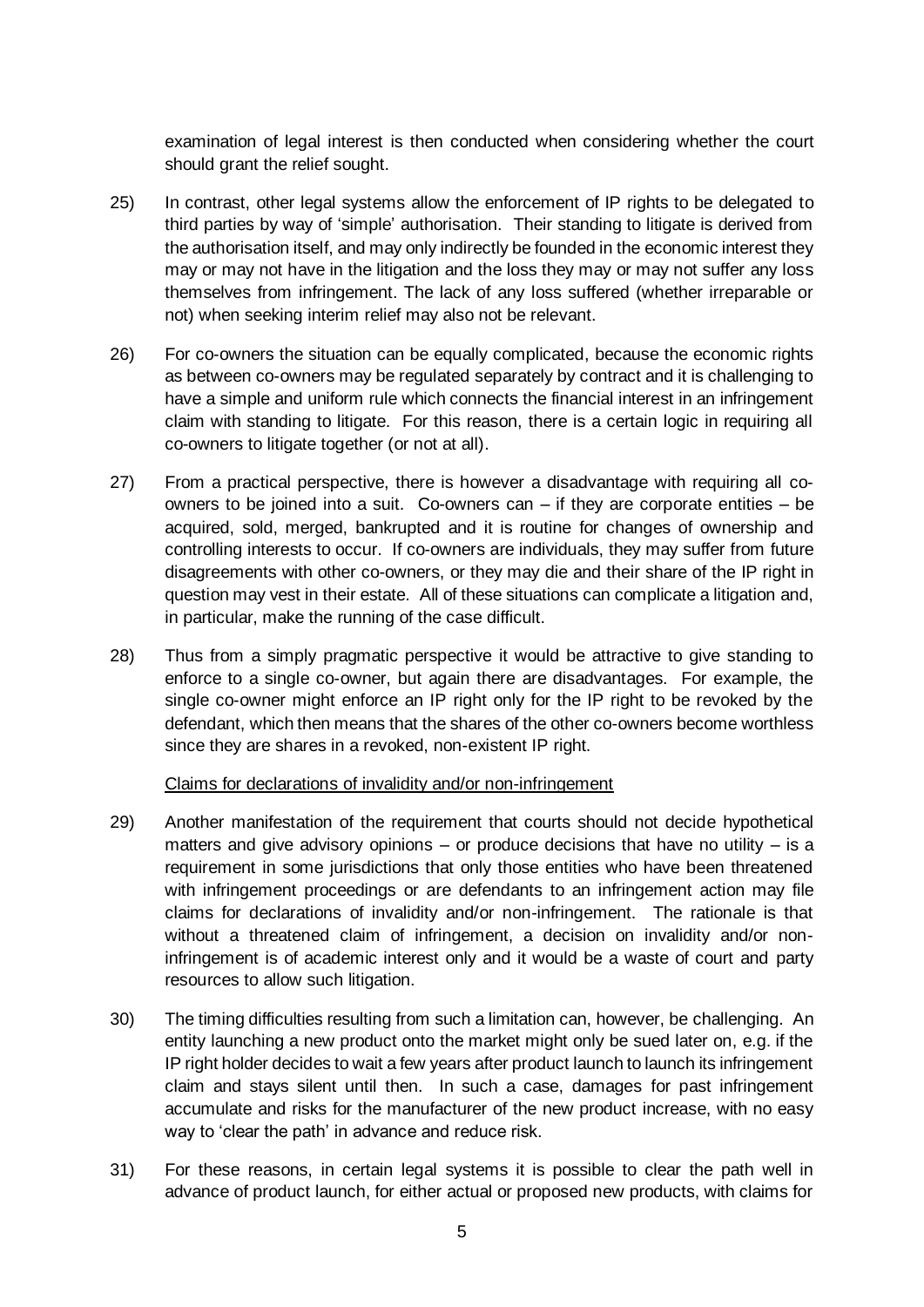examination of legal interest is then conducted when considering whether the court should grant the relief sought.

25) In contrast, other legal systems allow the enforcement of IP rights to be delegated to third parties by way of 'simple' authorisation. Their standing to litigate is derived from the authorisation itself, and may only indirectly be founded in the economic interest they may or may not have in the litigation and the loss they may or may not suffer any loss themselves from infringement. The lack of any loss suffered (whether irreparable or not) when seeking interim relief may also not be relevant.

26) For co-owners the situation can be equally complicated, because the economic rights as between co-owners may be regulated separately by contract and it is challenging to have a simple and uniform rule which connects the financial interest in an infringement claim with standing to litigate. For this reason, there is a certain logic in requiring all co-owners to litigate together (or not at all).

27) From a practical perspective, there is however a disadvantage with requiring all co-owners to be joined into a suit. Co-owners can – if they are corporate entities – be acquired, sold, merged, bankrupted and it is routine for changes of ownership and controlling interests to occur. If co-owners are individuals, they may suffer from future disagreements with other co-owners, or they may die and their share of the IP right in question may vest in their estate. All of these situations can complicate a litigation and, in particular, make the running of the case difficult.

28) Thus from a simply pragmatic perspective it would be attractive to give standing to enforce to a single co-owner, but again there are disadvantages. For example, the single co-owner might enforce an IP right only for the IP right to be revoked by the defendant, which then means that the shares of the other co-owners become worthless since they are shares in a revoked, non-existent IP right.

<u>Claims for declarations of invalidity and/or non-infringement</u>

29) Another manifestation of the requirement that courts should not decide hypothetical matters and give advisory opinions – or produce decisions that have no utility – is a requirement in some jurisdictions that only those entities who have been threatened with infringement proceedings or are defendants to an infringement action may file claims for declarations of invalidity and/or non-infringement. The rationale is that without a threatened claim of infringement, a decision on invalidity and/or non-infringement is of academic interest only and it would be a waste of court and party resources to allow such litigation.

30) The timing difficulties resulting from such a limitation can, however, be challenging. An entity launching a new product onto the market might only be sued later on, e.g. if the IP right holder decides to wait a few years after product launch to launch its infringement claim and stays silent until then. In such a case, damages for past infringement accumulate and risks for the manufacturer of the new product increase, with no easy way to 'clear the path' in advance and reduce risk.

31) For these reasons, in certain legal systems it is possible to clear the path well in advance of product launch, for either actual or proposed new products, with claims for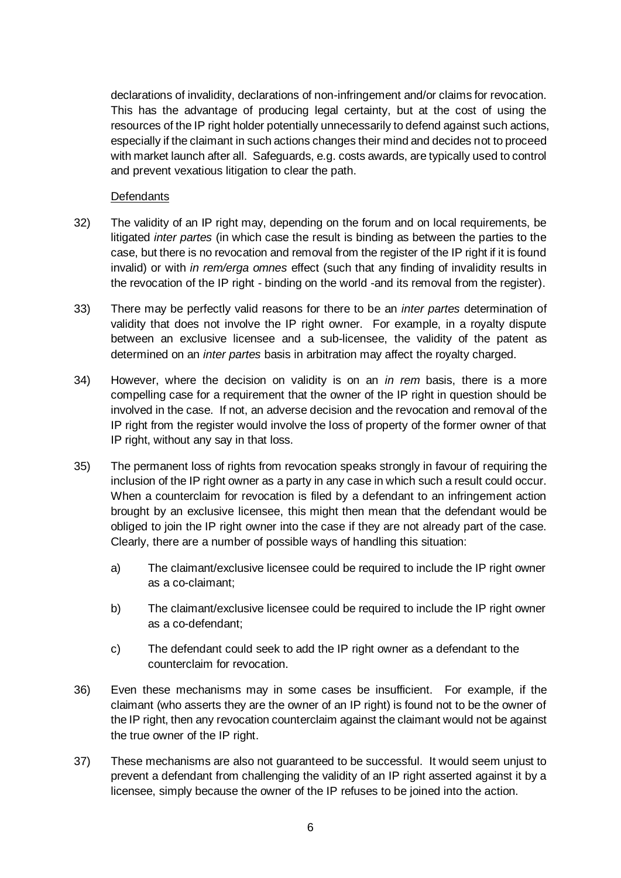declarations of invalidity, declarations of non-infringement and/or claims for revocation. This has the advantage of producing legal certainty, but at the cost of using the resources of the IP right holder potentially unnecessarily to defend against such actions, especially if the claimant in such actions changes their mind and decides not to proceed with market launch after all. Safeguards, e.g. costs awards, are typically used to control and prevent vexatious litigation to clear the path.

Defendants

32) The validity of an IP right may, depending on the forum and on local requirements, be litigated *inter partes* (in which case the result is binding as between the parties to the case, but there is no revocation and removal from the register of the IP right if it is found invalid) or with *in rem/erga omnes* effect (such that any finding of invalidity results in the revocation of the IP right - binding on the world -and its removal from the register).

33) There may be perfectly valid reasons for there to be an *inter partes* determination of validity that does not involve the IP right owner. For example, in a royalty dispute between an exclusive licensee and a sub-licensee, the validity of the patent as determined on an *inter partes* basis in arbitration may affect the royalty charged.

34) However, where the decision on validity is on an *in rem* basis, there is a more compelling case for a requirement that the owner of the IP right in question should be involved in the case. If not, an adverse decision and the revocation and removal of the IP right from the register would involve the loss of property of the former owner of that IP right, without any say in that loss.

35) The permanent loss of rights from revocation speaks strongly in favour of requiring the inclusion of the IP right owner as a party in any case in which such a result could occur. When a counterclaim for revocation is filed by a defendant to an infringement action brought by an exclusive licensee, this might then mean that the defendant would be obliged to join the IP right owner into the case if they are not already part of the case. Clearly, there are a number of possible ways of handling this situation:

   a) The claimant/exclusive licensee could be required to include the IP right owner as a co-claimant;

   b) The claimant/exclusive licensee could be required to include the IP right owner as a co-defendant;

   c) The defendant could seek to add the IP right owner as a defendant to the counterclaim for revocation.

36) Even these mechanisms may in some cases be insufficient. For example, if the claimant (who asserts they are the owner of an IP right) is found not to be the owner of the IP right, then any revocation counterclaim against the claimant would not be against the true owner of the IP right.

37) These mechanisms are also not guaranteed to be successful. It would seem unjust to prevent a defendant from challenging the validity of an IP right asserted against it by a licensee, simply because the owner of the IP refuses to be joined into the action.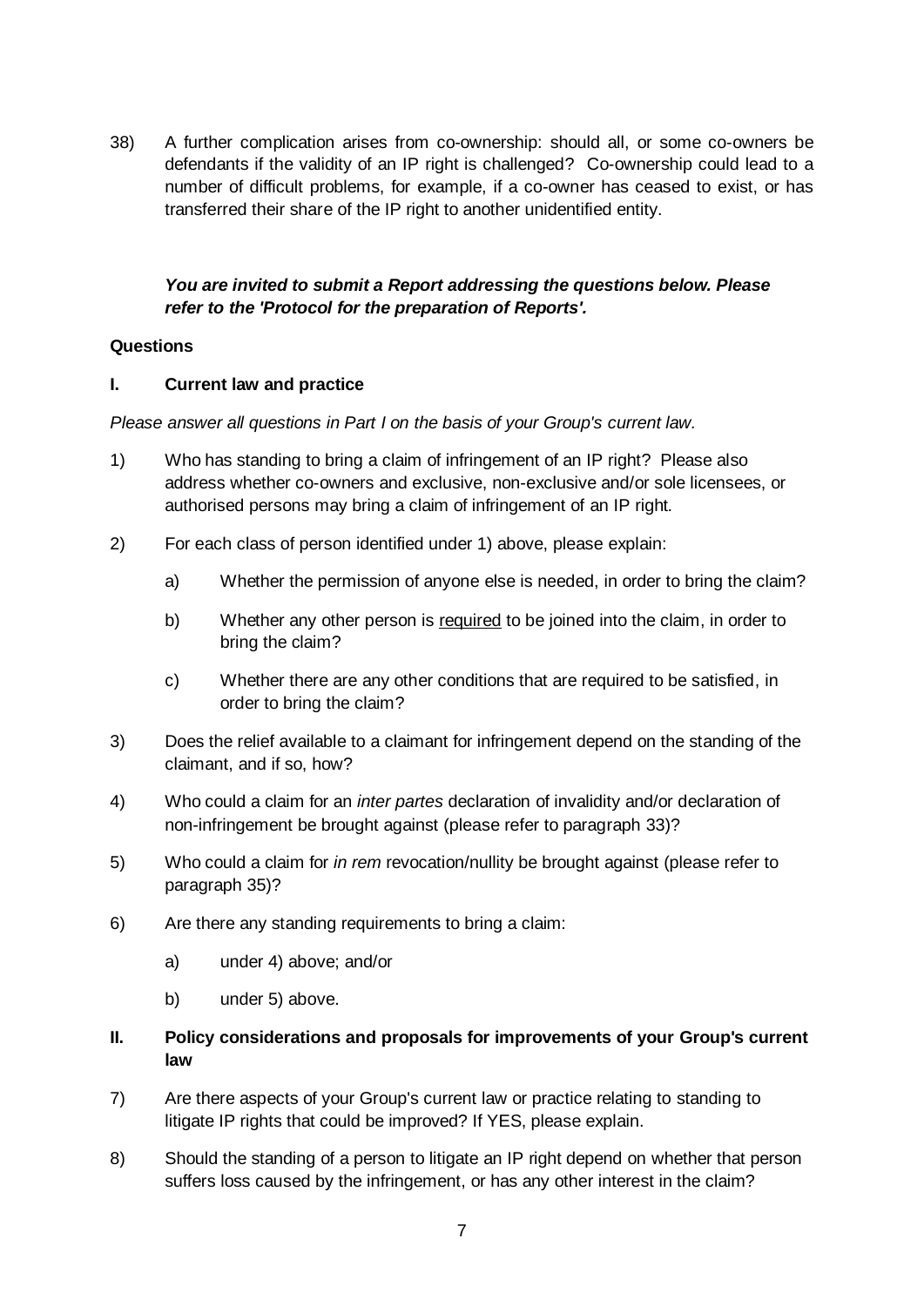38) A further complication arises from co-ownership: should all, or some co-owners be defendants if the validity of an IP right is challenged? Co-ownership could lead to a number of difficult problems, for example, if a co-owner has ceased to exist, or has transferred their share of the IP right to another unidentified entity.

***You are invited to submit a Report addressing the questions below. Please refer to the 'Protocol for the preparation of Reports'.***

**Questions**

**I. Current law and practice**

*Please answer all questions in Part I on the basis of your Group's current law.*

1) Who has standing to bring a claim of infringement of an IP right? Please also address whether co-owners and exclusive, non-exclusive and/or sole licensees, or authorised persons may bring a claim of infringement of an IP right.

2) For each class of person identified under 1) above, please explain:

   a) Whether the permission of anyone else is needed, in order to bring the claim?

   b) Whether any other person is <u>required</u> to be joined into the claim, in order to bring the claim?

   c) Whether there are any other conditions that are required to be satisfied, in order to bring the claim?

3) Does the relief available to a claimant for infringement depend on the standing of the claimant, and if so, how?

4) Who could a claim for an *inter partes* declaration of invalidity and/or declaration of non-infringement be brought against (please refer to paragraph 33)?

5) Who could a claim for *in rem* revocation/nullity be brought against (please refer to paragraph 35)?

6) Are there any standing requirements to bring a claim:

   a) under 4) above; and/or

   b) under 5) above.

**II. Policy considerations and proposals for improvements of your Group's current law**

7) Are there aspects of your Group's current law or practice relating to standing to litigate IP rights that could be improved? If YES, please explain.

8) Should the standing of a person to litigate an IP right depend on whether that person suffers loss caused by the infringement, or has any other interest in the claim?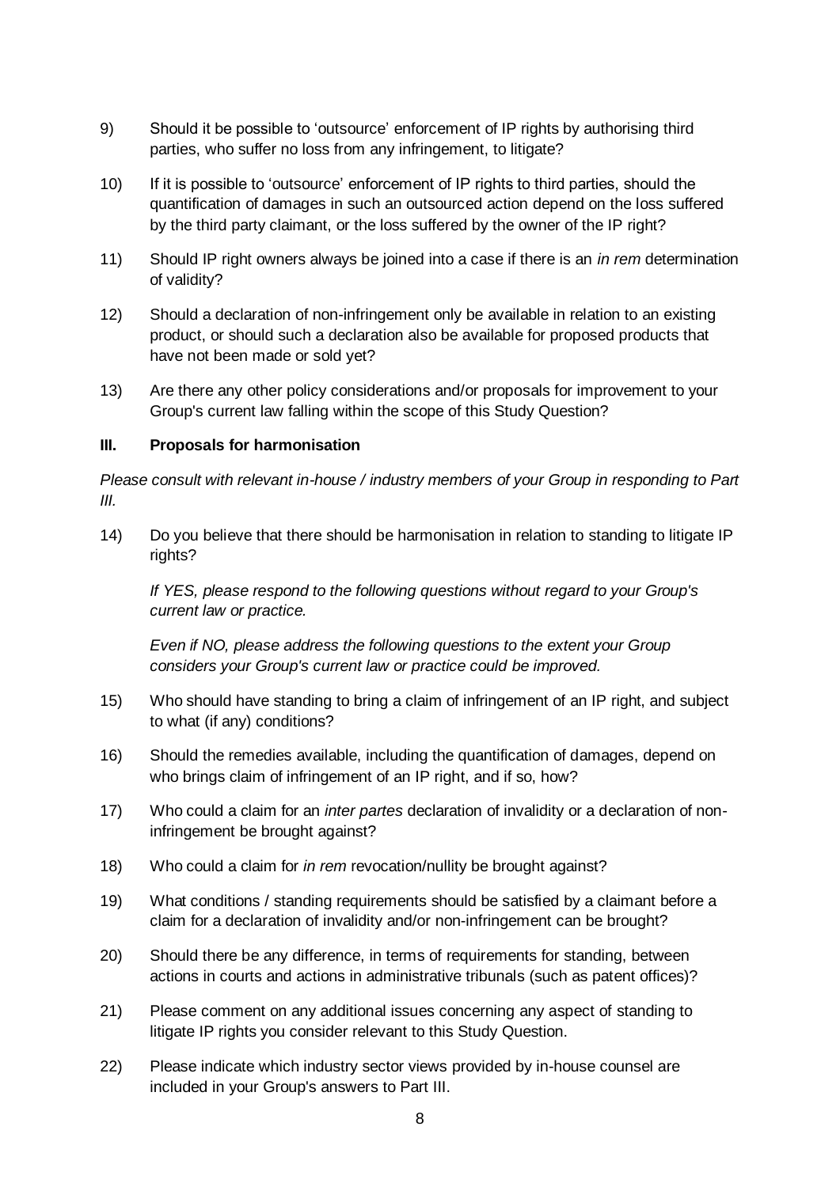9) Should it be possible to 'outsource' enforcement of IP rights by authorising third parties, who suffer no loss from any infringement, to litigate?

10) If it is possible to 'outsource' enforcement of IP rights to third parties, should the quantification of damages in such an outsourced action depend on the loss suffered by the third party claimant, or the loss suffered by the owner of the IP right?

11) Should IP right owners always be joined into a case if there is an *in rem* determination of validity?

12) Should a declaration of non-infringement only be available in relation to an existing product, or should such a declaration also be available for proposed products that have not been made or sold yet?

13) Are there any other policy considerations and/or proposals for improvement to your Group's current law falling within the scope of this Study Question?

## III. Proposals for harmonisation

*Please consult with relevant in-house / industry members of your Group in responding to Part III.*

14) Do you believe that there should be harmonisation in relation to standing to litigate IP rights?

    *If YES, please respond to the following questions without regard to your Group's current law or practice.*

    *Even if NO, please address the following questions to the extent your Group considers your Group's current law or practice could be improved.*

15) Who should have standing to bring a claim of infringement of an IP right, and subject to what (if any) conditions?

16) Should the remedies available, including the quantification of damages, depend on who brings claim of infringement of an IP right, and if so, how?

17) Who could a claim for an *inter partes* declaration of invalidity or a declaration of non-infringement be brought against?

18) Who could a claim for *in rem* revocation/nullity be brought against?

19) What conditions / standing requirements should be satisfied by a claimant before a claim for a declaration of invalidity and/or non-infringement can be brought?

20) Should there be any difference, in terms of requirements for standing, between actions in courts and actions in administrative tribunals (such as patent offices)?

21) Please comment on any additional issues concerning any aspect of standing to litigate IP rights you consider relevant to this Study Question.

22) Please indicate which industry sector views provided by in-house counsel are included in your Group's answers to Part III.